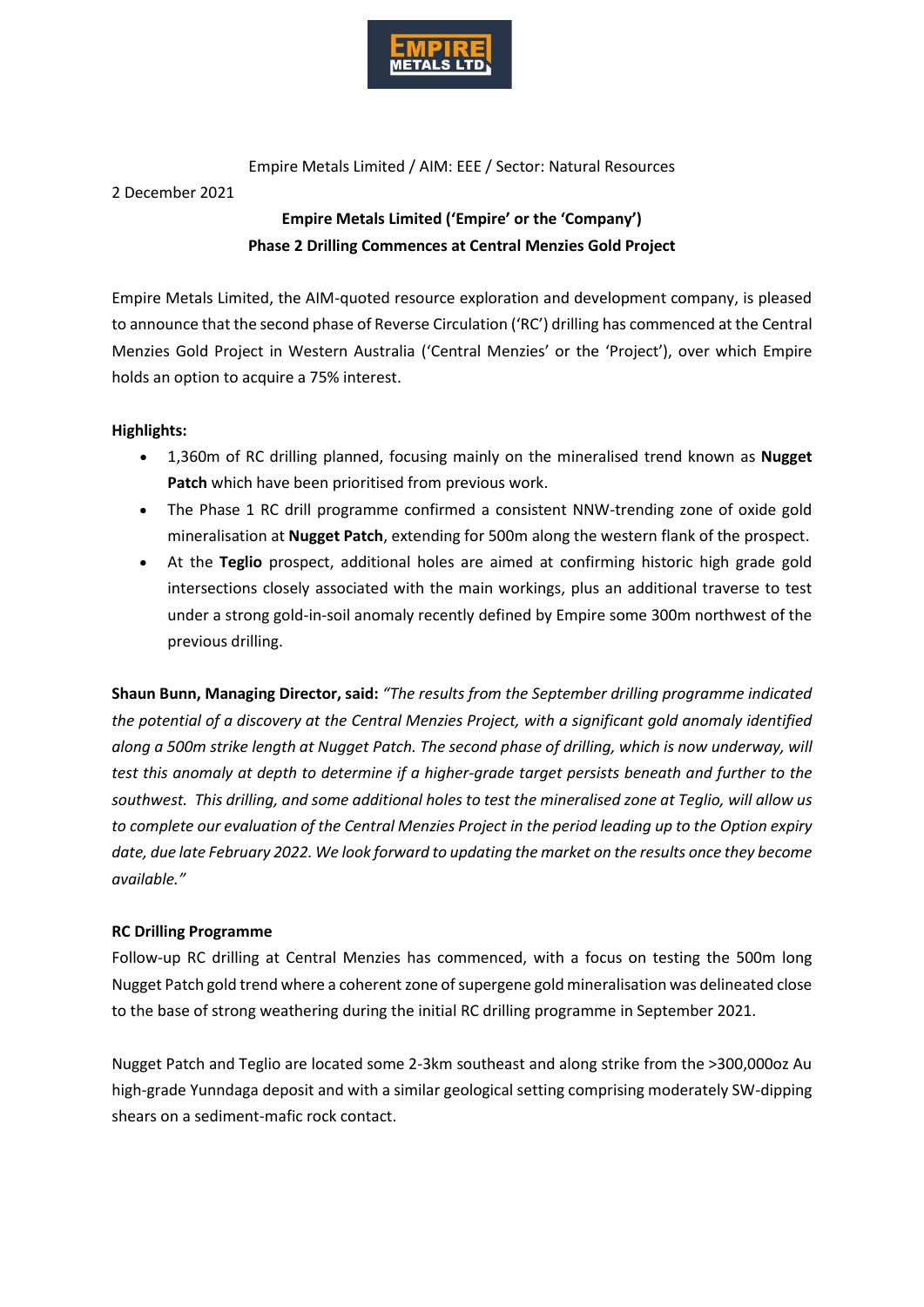Empire Metals Limited / AIM: EEE / Sector: Natural Resources

2 December 2021

**Empire Metals Limited ('Empire' or the 'Company')**
**Phase 2 Drilling Commences at Central Menzies Gold Project**

Empire Metals Limited, the AIM-quoted resource exploration and development company, is pleased to announce that the second phase of Reverse Circulation ('RC') drilling has commenced at the Central Menzies Gold Project in Western Australia ('Central Menzies' or the 'Project'), over which Empire holds an option to acquire a 75% interest.

**Highlights:**

- 1,360m of RC drilling planned, focusing mainly on the mineralised trend known as **Nugget Patch** which have been prioritised from previous work.
- The Phase 1 RC drill programme confirmed a consistent NNW-trending zone of oxide gold mineralisation at **Nugget Patch**, extending for 500m along the western flank of the prospect.
- At the **Teglio** prospect, additional holes are aimed at confirming historic high grade gold intersections closely associated with the main workings, plus an additional traverse to test under a strong gold-in-soil anomaly recently defined by Empire some 300m northwest of the previous drilling.

**Shaun Bunn, Managing Director, said:** *"The results from the September drilling programme indicated the potential of a discovery at the Central Menzies Project, with a significant gold anomaly identified along a 500m strike length at Nugget Patch. The second phase of drilling, which is now underway, will test this anomaly at depth to determine if a higher-grade target persists beneath and further to the southwest. This drilling, and some additional holes to test the mineralised zone at Teglio, will allow us to complete our evaluation of the Central Menzies Project in the period leading up to the Option expiry date, due late February 2022. We look forward to updating the market on the results once they become available."*

**RC Drilling Programme**

Follow-up RC drilling at Central Menzies has commenced, with a focus on testing the 500m long Nugget Patch gold trend where a coherent zone of supergene gold mineralisation was delineated close to the base of strong weathering during the initial RC drilling programme in September 2021.

Nugget Patch and Teglio are located some 2-3km southeast and along strike from the >300,000oz Au high-grade Yunndaga deposit and with a similar geological setting comprising moderately SW-dipping shears on a sediment-mafic rock contact.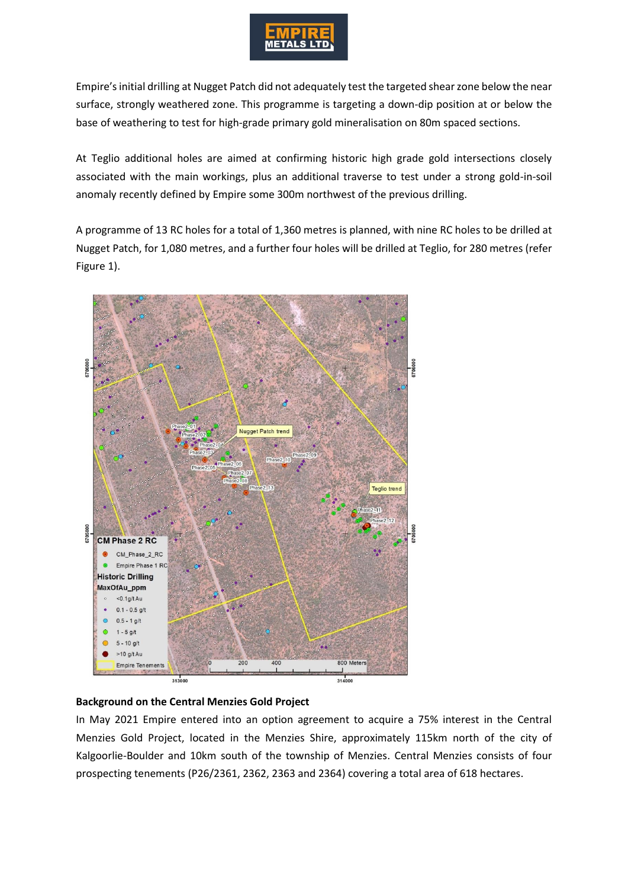Empire's initial drilling at Nugget Patch did not adequately test the targeted shear zone below the near surface, strongly weathered zone. This programme is targeting a down-dip position at or below the base of weathering to test for high-grade primary gold mineralisation on 80m spaced sections.

At Teglio additional holes are aimed at confirming historic high grade gold intersections closely associated with the main workings, plus an additional traverse to test under a strong gold-in-soil anomaly recently defined by Empire some 300m northwest of the previous drilling.

A programme of 13 RC holes for a total of 1,360 metres is planned, with nine RC holes to be drilled at Nugget Patch, for 1,080 metres, and a further four holes will be drilled at Teglio, for 280 metres (refer Figure 1).

**Background on the Central Menzies Gold Project**

In May 2021 Empire entered into an option agreement to acquire a 75% interest in the Central Menzies Gold Project, located in the Menzies Shire, approximately 115km north of the city of Kalgoorlie-Boulder and 10km south of the township of Menzies. Central Menzies consists of four prospecting tenements (P26/2361, 2362, 2363 and 2364) covering a total area of 618 hectares.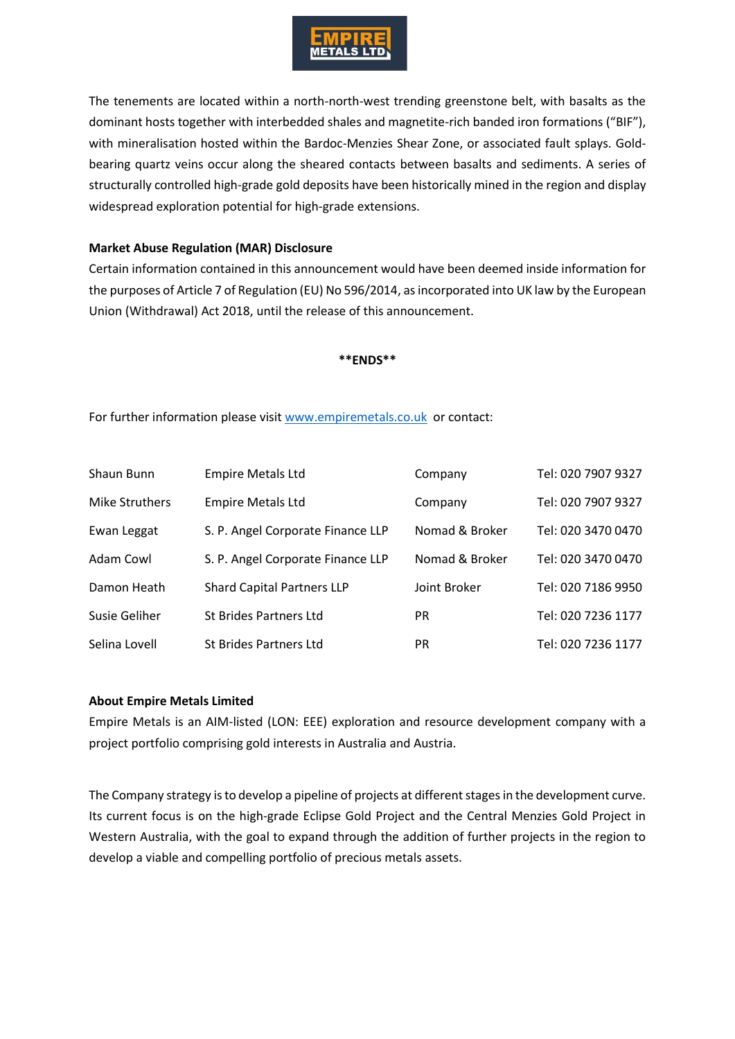The tenements are located within a north-north-west trending greenstone belt, with basalts as the dominant hosts together with interbedded shales and magnetite-rich banded iron formations ("BIF"), with mineralisation hosted within the Bardoc-Menzies Shear Zone, or associated fault splays. Gold-bearing quartz veins occur along the sheared contacts between basalts and sediments. A series of structurally controlled high-grade gold deposits have been historically mined in the region and display widespread exploration potential for high-grade extensions.

**Market Abuse Regulation (MAR) Disclosure**

Certain information contained in this announcement would have been deemed inside information for the purposes of Article 7 of Regulation (EU) No 596/2014, as incorporated into UK law by the European Union (Withdrawal) Act 2018, until the release of this announcement.

**ENDS**

For further information please visit www.empiremetals.co.uk or contact:

| | | | |
|---|---|---|---|
| Shaun Bunn | Empire Metals Ltd | Company | Tel: 020 7907 9327 |
| Mike Struthers | Empire Metals Ltd | Company | Tel: 020 7907 9327 |
| Ewan Leggat | S. P. Angel Corporate Finance LLP | Nomad & Broker | Tel: 020 3470 0470 |
| Adam Cowl | S. P. Angel Corporate Finance LLP | Nomad & Broker | Tel: 020 3470 0470 |
| Damon Heath | Shard Capital Partners LLP | Joint Broker | Tel: 020 7186 9950 |
| Susie Geliher | St Brides Partners Ltd | PR | Tel: 020 7236 1177 |
| Selina Lovell | St Brides Partners Ltd | PR | Tel: 020 7236 1177 |

**About Empire Metals Limited**

Empire Metals is an AIM-listed (LON: EEE) exploration and resource development company with a project portfolio comprising gold interests in Australia and Austria.

The Company strategy is to develop a pipeline of projects at different stages in the development curve. Its current focus is on the high-grade Eclipse Gold Project and the Central Menzies Gold Project in Western Australia, with the goal to expand through the addition of further projects in the region to develop a viable and compelling portfolio of precious metals assets.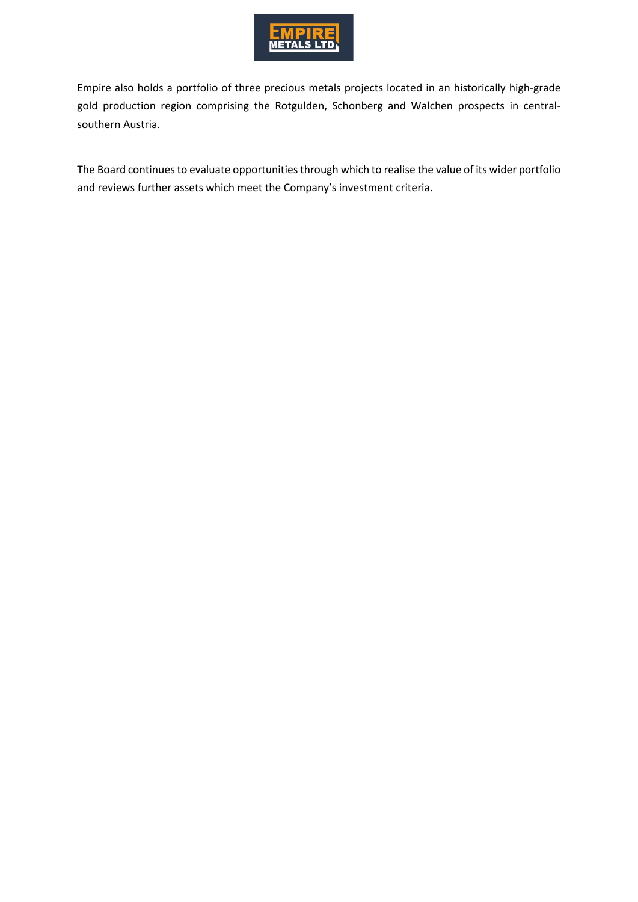Empire also holds a portfolio of three precious metals projects located in an historically high-grade gold production region comprising the Rotgulden, Schonberg and Walchen prospects in central-southern Austria.

The Board continues to evaluate opportunities through which to realise the value of its wider portfolio and reviews further assets which meet the Company's investment criteria.